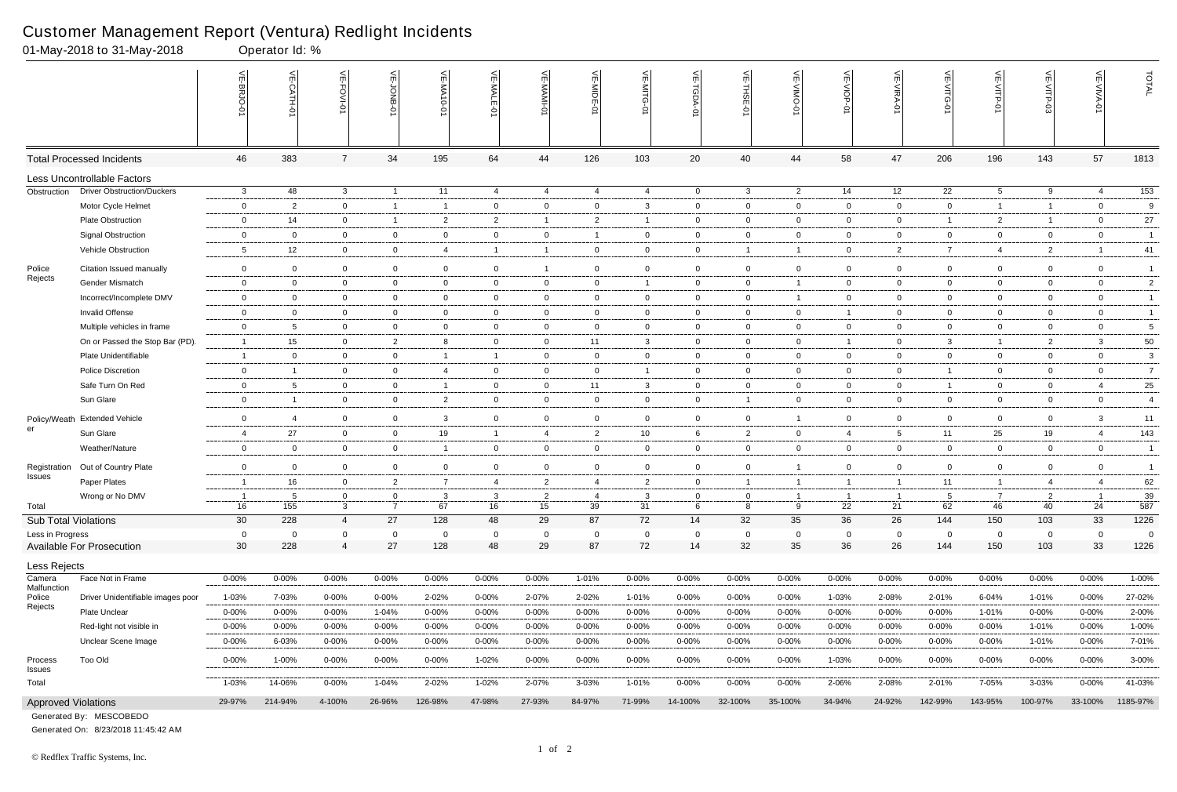# Customer Management Report (Ventura) Redlight Incidents

01-May-2018 to 31-May-2018 Operator Id: %

| | | VE-BRJO-01 | VE-CATH-01 | VE-FOVI-01 | VE-JONB-01 | VE-MA10-01 | VE-MALE-01 | VE-MAMI-01 | VE-MIDE-01 | VE-MITG-01 | VE-TGDA-01 | VE-THSE-01 | VE-VIMO-01 | VE-VIOP-01 | VE-VIRA-01 | VE-VITG-01 | VE-VITP-01 | VE-VITP-03 | VE-VIVA-01 | TOTAL |
|---|---|---|---|---|---|---|---|---|---|---|---|---|---|---|---|---|---|---|---|---|
| Total Processed Incidents | | 46 | 383 | 7 | 34 | 195 | 64 | 44 | 126 | 103 | 20 | 40 | 44 | 58 | 47 | 206 | 196 | 143 | 57 | 1813 |
| Less Uncontrollable Factors | | | | | | | | | | | | | | | | | | | | |
| Obstruction | Driver Obstruction/Duckers | 3 | 48 | 3 | 1 | 11 | 4 | 4 | 4 | 4 | 0 | 3 | 2 | 14 | 12 | 22 | 5 | 9 | 4 | 153 |
| | Motor Cycle Helmet | 0 | 2 | 0 | 1 | 1 | 0 | 0 | 0 | 3 | 0 | 0 | 0 | 0 | 0 | 0 | 1 | 1 | 0 | 9 |
| | Plate Obstruction | 0 | 14 | 0 | 1 | 2 | 2 | 1 | 2 | 1 | 0 | 0 | 0 | 0 | 0 | 1 | 2 | 1 | 0 | 27 |
| | Signal Obstruction | 0 | 0 | 0 | 0 | 0 | 0 | 0 | 1 | 0 | 0 | 0 | 0 | 0 | 0 | 0 | 0 | 0 | 0 | 1 |
| | Vehicle Obstruction | 5 | 12 | 0 | 0 | 4 | 1 | 1 | 0 | 0 | 0 | 1 | 1 | 0 | 2 | 7 | 4 | 2 | 1 | 41 |
| Police Rejects | Citation Issued manually | 0 | 0 | 0 | 0 | 0 | 0 | 1 | 0 | 0 | 0 | 0 | 0 | 0 | 0 | 0 | 0 | 0 | 0 | 1 |
| | Gender Mismatch | 0 | 0 | 0 | 0 | 0 | 0 | 0 | 0 | 1 | 0 | 0 | 1 | 0 | 0 | 0 | 0 | 0 | 0 | 2 |
| | Incorrect/Incomplete DMV | 0 | 0 | 0 | 0 | 0 | 0 | 0 | 0 | 0 | 0 | 0 | 1 | 0 | 0 | 0 | 0 | 0 | 0 | 1 |
| | Invalid Offense | 0 | 0 | 0 | 0 | 0 | 0 | 0 | 0 | 0 | 0 | 0 | 0 | 1 | 0 | 0 | 0 | 0 | 0 | 1 |
| | Multiple vehicles in frame | 0 | 5 | 0 | 0 | 0 | 0 | 0 | 0 | 0 | 0 | 0 | 0 | 0 | 0 | 0 | 0 | 0 | 0 | 5 |
| | On or Passed the Stop Bar (PD). | 1 | 15 | 0 | 2 | 8 | 0 | 0 | 11 | 3 | 0 | 0 | 0 | 1 | 0 | 3 | 1 | 2 | 3 | 50 |
| | Plate Unidentifiable | 1 | 0 | 0 | 0 | 1 | 1 | 0 | 0 | 0 | 0 | 0 | 0 | 0 | 0 | 0 | 0 | 0 | 0 | 3 |
| | Police Discretion | 0 | 1 | 0 | 0 | 4 | 0 | 0 | 0 | 1 | 0 | 0 | 0 | 0 | 0 | 1 | 0 | 0 | 0 | 7 |
| | Safe Turn On Red | 0 | 5 | 0 | 0 | 1 | 0 | 0 | 11 | 3 | 0 | 0 | 0 | 0 | 0 | 1 | 0 | 0 | 4 | 25 |
| | Sun Glare | 0 | 1 | 0 | 0 | 2 | 0 | 0 | 0 | 0 | 0 | 1 | 0 | 0 | 0 | 0 | 0 | 0 | 0 | 4 |
| Policy/Weather | Extended Vehicle | 0 | 4 | 0 | 0 | 3 | 0 | 0 | 0 | 0 | 0 | 0 | 1 | 0 | 0 | 0 | 0 | 0 | 3 | 11 |
| | Sun Glare | 4 | 27 | 0 | 0 | 19 | 1 | 4 | 2 | 10 | 6 | 2 | 0 | 4 | 5 | 11 | 25 | 19 | 4 | 143 |
| | Weather/Nature | 0 | 0 | 0 | 0 | 1 | 0 | 0 | 0 | 0 | 0 | 0 | 0 | 0 | 0 | 0 | 0 | 0 | 0 | 1 |
| Registration Issues | Out of Country Plate | 0 | 0 | 0 | 0 | 0 | 0 | 0 | 0 | 0 | 0 | 0 | 1 | 0 | 0 | 0 | 0 | 0 | 0 | 1 |
| | Paper Plates | 1 | 16 | 0 | 2 | 7 | 4 | 2 | 4 | 2 | 0 | 1 | 1 | 1 | 1 | 11 | 1 | 4 | 4 | 62 |
| | Wrong or No DMV | 1 | 5 | 0 | 0 | 3 | 3 | 2 | 4 | 3 | 0 | 0 | 1 | 1 | 1 | 5 | 7 | 2 | 1 | 39 |
| Total | | 16 | 155 | 3 | 7 | 67 | 16 | 15 | 39 | 31 | 6 | 8 | 9 | 22 | 21 | 62 | 46 | 40 | 24 | 587 |
| Sub Total Violations | | 30 | 228 | 4 | 27 | 128 | 48 | 29 | 87 | 72 | 14 | 32 | 35 | 36 | 26 | 144 | 150 | 103 | 33 | 1226 |
| Less in Progress | | 0 | 0 | 0 | 0 | 0 | 0 | 0 | 0 | 0 | 0 | 0 | 0 | 0 | 0 | 0 | 0 | 0 | 0 | 0 |
| Available For Prosecution | | 30 | 228 | 4 | 27 | 128 | 48 | 29 | 87 | 72 | 14 | 32 | 35 | 36 | 26 | 144 | 150 | 103 | 33 | 1226 |
| Less Rejects | | | | | | | | | | | | | | | | | | | | |
| Camera Malfunction | Face Not in Frame | 0-00% | 0-00% | 0-00% | 0-00% | 0-00% | 0-00% | 0-00% | 1-01% | 0-00% | 0-00% | 0-00% | 0-00% | 0-00% | 0-00% | 0-00% | 0-00% | 0-00% | 0-00% | 1-00% |
| Police Rejects | Driver Unidentifiable images poor | 1-03% | 7-03% | 0-00% | 0-00% | 2-02% | 0-00% | 2-07% | 2-02% | 1-01% | 0-00% | 0-00% | 0-00% | 1-03% | 2-08% | 2-01% | 6-04% | 1-01% | 0-00% | 27-02% |
| | Plate Unclear | 0-00% | 0-00% | 0-00% | 1-04% | 0-00% | 0-00% | 0-00% | 0-00% | 0-00% | 0-00% | 0-00% | 0-00% | 0-00% | 0-00% | 0-00% | 1-01% | 0-00% | 0-00% | 2-00% |
| | Red-light not visible in | 0-00% | 0-00% | 0-00% | 0-00% | 0-00% | 0-00% | 0-00% | 0-00% | 0-00% | 0-00% | 0-00% | 0-00% | 0-00% | 0-00% | 0-00% | 0-00% | 1-01% | 0-00% | 1-00% |
| | Unclear Scene Image | 0-00% | 6-03% | 0-00% | 0-00% | 0-00% | 0-00% | 0-00% | 0-00% | 0-00% | 0-00% | 0-00% | 0-00% | 0-00% | 0-00% | 0-00% | 0-00% | 1-01% | 0-00% | 7-01% |
| Process Issues | Too Old | 0-00% | 1-00% | 0-00% | 0-00% | 0-00% | 1-02% | 0-00% | 0-00% | 0-00% | 0-00% | 0-00% | 0-00% | 1-03% | 0-00% | 0-00% | 0-00% | 0-00% | 0-00% | 3-00% |
| Total | | 1-03% | 14-06% | 0-00% | 1-04% | 2-02% | 1-02% | 2-07% | 3-03% | 1-01% | 0-00% | 0-00% | 0-00% | 2-06% | 2-08% | 2-01% | 7-05% | 3-03% | 0-00% | 41-03% |
| Approved Violations | | 29-97% | 214-94% | 4-100% | 26-96% | 126-98% | 47-98% | 27-93% | 84-97% | 71-99% | 14-100% | 32-100% | 35-100% | 34-94% | 24-92% | 142-99% | 143-95% | 100-97% | 33-100% | 1185-97% |

Generated By: MESCOBEDO

Generated On: 8/23/2018 11:45:42 AM

© Redflex Traffic Systems, Inc.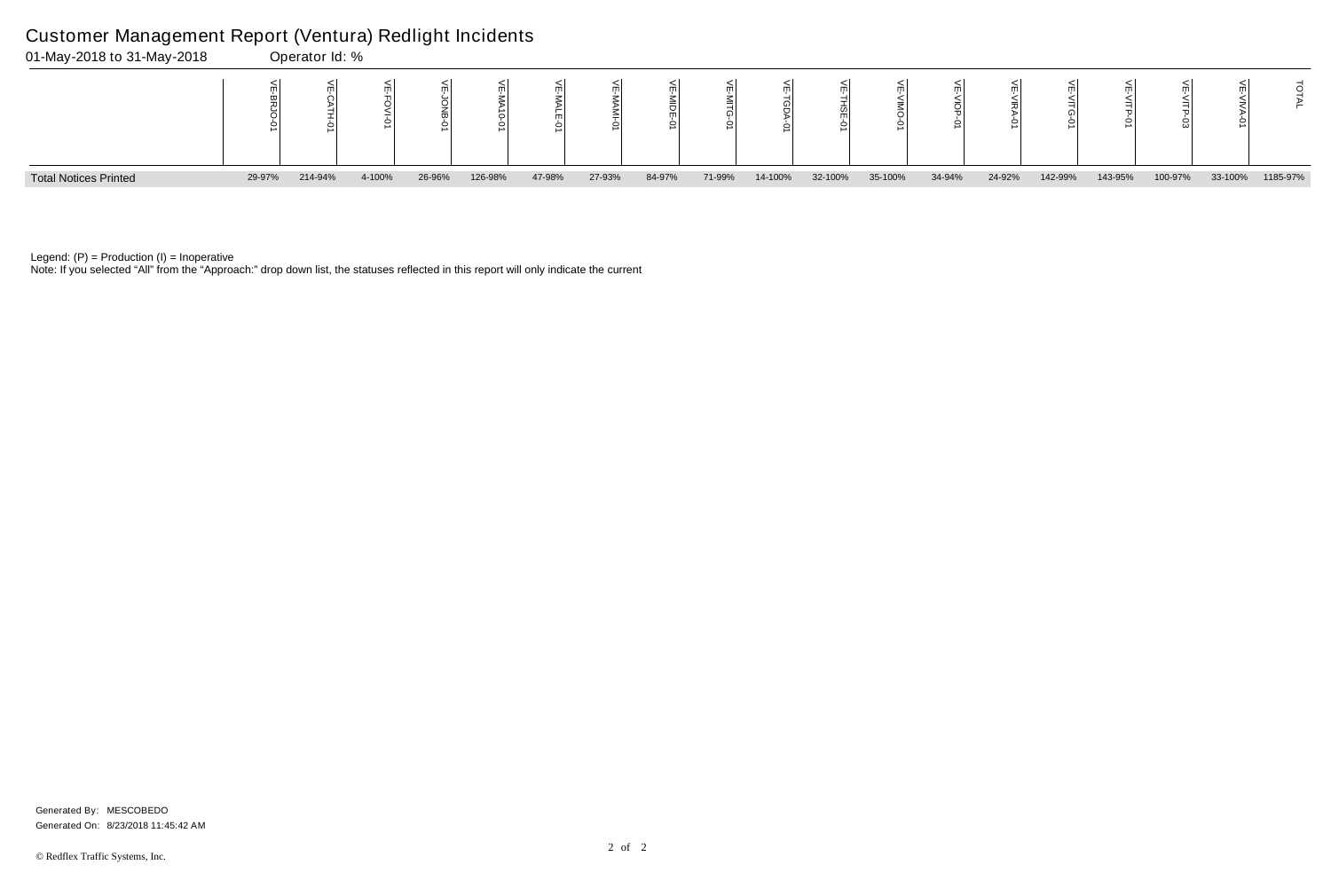# Customer Management Report (Ventura) Redlight Incidents

01-May-2018 to 31-May-2018 Operator Id: %

| | VE-BRJO-01 | VE-CATH-01 | VE-FOVI-01 | VE-JONB-01 | VE-MA10-01 | VE-MALE-01 | VE-MAMI-01 | VE-MIDE-01 | VE-MITG-01 | VE-TGDA-01 | VE-THSE-01 | VE-VIMO-01 | VE-VIOP-01 | VE-VIRA-01 | VE-VITG-01 | VE-VITP-01 | VE-VITP-03 | VE-VIVA-01 | TOTAL |
|---|---|---|---|---|---|---|---|---|---|---|---|---|---|---|---|---|---|---|---|
| Total Notices Printed | 29-97% | 214-94% | 4-100% | 26-96% | 126-98% | 47-98% | 27-93% | 84-97% | 71-99% | 14-100% | 32-100% | 35-100% | 34-94% | 24-92% | 142-99% | 143-95% | 100-97% | 33-100% | 1185-97% |

Legend: (P) = Production (I) = Inoperative

Note: If you selected "All" from the "Approach:" drop down list, the statuses reflected in this report will only indicate the current

Generated By: MESCOBEDO

Generated On: 8/23/2018 11:45:42 AM

© Redflex Traffic Systems, Inc.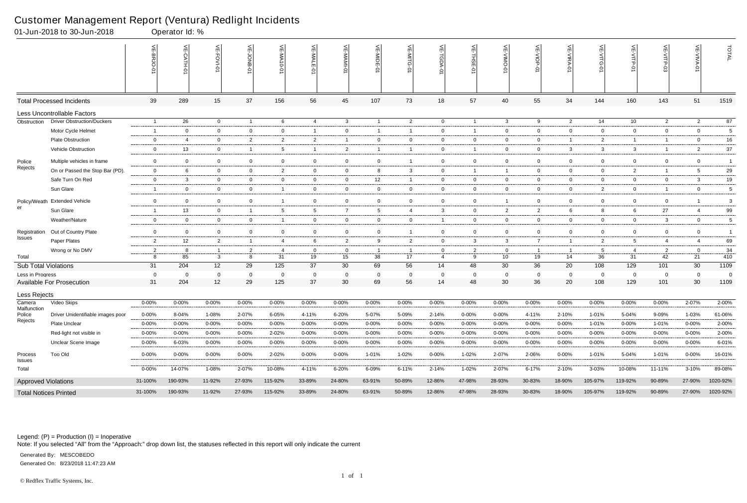# Customer Management Report (Ventura) Redlight Incidents

01-Jun-2018 to 30-Jun-2018 Operator Id: %

| | | VE-BRJO-01 | VE-CATH-01 | VE-FOVI-01 | VE-JONB-01 | VE-MA10-01 | VE-MALE-01 | VE-MAMI-01 | VE-MIDE-01 | VE-MITG-01 | VE-TGDA-01 | VE-THSE-01 | VE-VIMO-01 | VE-VIOP-01 | VE-VIRA-01 | VE-VITG-01 | VE-VITP-01 | VE-VITP-03 | VE-VIVA-01 | TOTAL |
|---|---|---|---|---|---|---|---|---|---|---|---|---|---|---|---|---|---|---|---|---|
| **Total Processed Incidents** | | 39 | 289 | 15 | 37 | 156 | 56 | 45 | 107 | 73 | 18 | 57 | 40 | 55 | 34 | 144 | 160 | 143 | 51 | 1519 |
| **Less Uncontrollable Factors** | | | | | | | | | | | | | | | | | | | | |
| Obstruction | Driver Obstruction/Duckers | 1 | 26 | 0 | 1 | 6 | 4 | 3 | 1 | 2 | 0 | 1 | 3 | 9 | 2 | 14 | 10 | 2 | 2 | 87 |
| | Motor Cycle Helmet | 1 | 0 | 0 | 0 | 0 | 1 | 0 | 1 | 1 | 0 | 1 | 0 | 0 | 0 | 0 | 0 | 0 | 0 | 5 |
| | Plate Obstruction | 0 | 4 | 0 | 2 | 2 | 2 | 1 | 0 | 0 | 0 | 0 | 0 | 0 | 1 | 2 | 1 | 1 | 0 | 16 |
| | Vehicle Obstruction | 0 | 13 | 0 | 1 | 5 | 1 | 2 | 1 | 1 | 0 | 1 | 0 | 0 | 3 | 3 | 3 | 1 | 2 | 37 |
| Police Rejects | Multiple vehicles in frame | 0 | 0 | 0 | 0 | 0 | 0 | 0 | 0 | 1 | 0 | 0 | 0 | 0 | 0 | 0 | 0 | 0 | 0 | 1 |
| | On or Passed the Stop Bar (PD). | 0 | 6 | 0 | 0 | 2 | 0 | 0 | 8 | 3 | 0 | 1 | 1 | 0 | 0 | 0 | 2 | 1 | 5 | 29 |
| | Safe Turn On Red | 0 | 3 | 0 | 0 | 0 | 0 | 0 | 12 | 1 | 0 | 0 | 0 | 0 | 0 | 0 | 0 | 0 | 3 | 19 |
| | Sun Glare | 1 | 0 | 0 | 0 | 1 | 0 | 0 | 0 | 0 | 0 | 0 | 0 | 0 | 0 | 2 | 0 | 1 | 0 | 5 |
| Policy/Weather | Extended Vehicle | 0 | 0 | 0 | 0 | 1 | 0 | 0 | 0 | 0 | 0 | 0 | 1 | 0 | 0 | 0 | 0 | 0 | 1 | 3 |
| | Sun Glare | 1 | 13 | 0 | 1 | 5 | 5 | 7 | 5 | 4 | 3 | 0 | 2 | 2 | 6 | 8 | 6 | 27 | 4 | 99 |
| | Weather/Nature | 0 | 0 | 0 | 0 | 1 | 0 | 0 | 0 | 0 | 1 | 0 | 0 | 0 | 0 | 0 | 0 | 3 | 0 | 5 |
| Registration Issues | Out of Country Plate | 0 | 0 | 0 | 0 | 0 | 0 | 0 | 0 | 1 | 0 | 0 | 0 | 0 | 0 | 0 | 0 | 0 | 0 | 1 |
| | Paper Plates | 2 | 12 | 2 | 1 | 4 | 6 | 2 | 9 | 2 | 0 | 3 | 3 | 7 | 1 | 2 | 5 | 4 | 4 | 69 |
| | Wrong or No DMV | 2 | 8 | 1 | 2 | 4 | 0 | 0 | 1 | 1 | 0 | 2 | 0 | 1 | 1 | 5 | 4 | 2 | 0 | 34 |
| Total | | 8 | 85 | 3 | 8 | 31 | 19 | 15 | 38 | 17 | 4 | 9 | 10 | 19 | 14 | 36 | 31 | 42 | 21 | 410 |
| **Sub Total Violations** | | 31 | 204 | 12 | 29 | 125 | 37 | 30 | 69 | 56 | 14 | 48 | 30 | 36 | 20 | 108 | 129 | 101 | 30 | 1109 |
| Less in Progress | | 0 | 0 | 0 | 0 | 0 | 0 | 0 | 0 | 0 | 0 | 0 | 0 | 0 | 0 | 0 | 0 | 0 | 0 | 0 |
| **Available For Prosecution** | | 31 | 204 | 12 | 29 | 125 | 37 | 30 | 69 | 56 | 14 | 48 | 30 | 36 | 20 | 108 | 129 | 101 | 30 | 1109 |
| **Less Rejects** | | | | | | | | | | | | | | | | | | | | |
| Camera Malfunction | Video Skips | 0-00% | 0-00% | 0-00% | 0-00% | 0-00% | 0-00% | 0-00% | 0-00% | 0-00% | 0-00% | 0-00% | 0-00% | 0-00% | 0-00% | 0-00% | 0-00% | 0-00% | 2-07% | 2-00% |
| Police Rejects | Driver Unidentifiable images poor | 0-00% | 8-04% | 1-08% | 2-07% | 6-05% | 4-11% | 6-20% | 5-07% | 5-09% | 2-14% | 0-00% | 0-00% | 4-11% | 2-10% | 1-01% | 5-04% | 9-09% | 1-03% | 61-06% |
| | Plate Unclear | 0-00% | 0-00% | 0-00% | 0-00% | 0-00% | 0-00% | 0-00% | 0-00% | 0-00% | 0-00% | 0-00% | 0-00% | 0-00% | 0-00% | 1-01% | 0-00% | 1-01% | 0-00% | 2-00% |
| | Red-light not visible in | 0-00% | 0-00% | 0-00% | 0-00% | 2-02% | 0-00% | 0-00% | 0-00% | 0-00% | 0-00% | 0-00% | 0-00% | 0-00% | 0-00% | 0-00% | 0-00% | 0-00% | 0-00% | 2-00% |
| | Unclear Scene Image | 0-00% | 6-03% | 0-00% | 0-00% | 0-00% | 0-00% | 0-00% | 0-00% | 0-00% | 0-00% | 0-00% | 0-00% | 0-00% | 0-00% | 0-00% | 0-00% | 0-00% | 0-00% | 6-01% |
| Process Issues | Too Old | 0-00% | 0-00% | 0-00% | 0-00% | 2-02% | 0-00% | 0-00% | 1-01% | 1-02% | 0-00% | 1-02% | 2-07% | 2-06% | 0-00% | 1-01% | 5-04% | 1-01% | 0-00% | 16-01% |
| Total | | 0-00% | 14-07% | 1-08% | 2-07% | 10-08% | 4-11% | 6-20% | 6-09% | 6-11% | 2-14% | 1-02% | 2-07% | 6-17% | 2-10% | 3-03% | 10-08% | 11-11% | 3-10% | 89-08% |
| **Approved Violations** | | 31-100% | 190-93% | 11-92% | 27-93% | 115-92% | 33-89% | 24-80% | 63-91% | 50-89% | 12-86% | 47-98% | 28-93% | 30-83% | 18-90% | 105-97% | 119-92% | 90-89% | 27-90% | 1020-92% |
| **Total Notices Printed** | | 31-100% | 190-93% | 11-92% | 27-93% | 115-92% | 33-89% | 24-80% | 63-91% | 50-89% | 12-86% | 47-98% | 28-93% | 30-83% | 18-90% | 105-97% | 119-92% | 90-89% | 27-90% | 1020-92% |

Legend: (P) = Production (I) = Inoperative

Note: If you selected "All" from the "Approach:" drop down list, the statuses reflected in this report will only indicate the current

Generated By: MESCOBEDO

Generated On: 8/23/2018 11:47:23 AM

© Redflex Traffic Systems, Inc.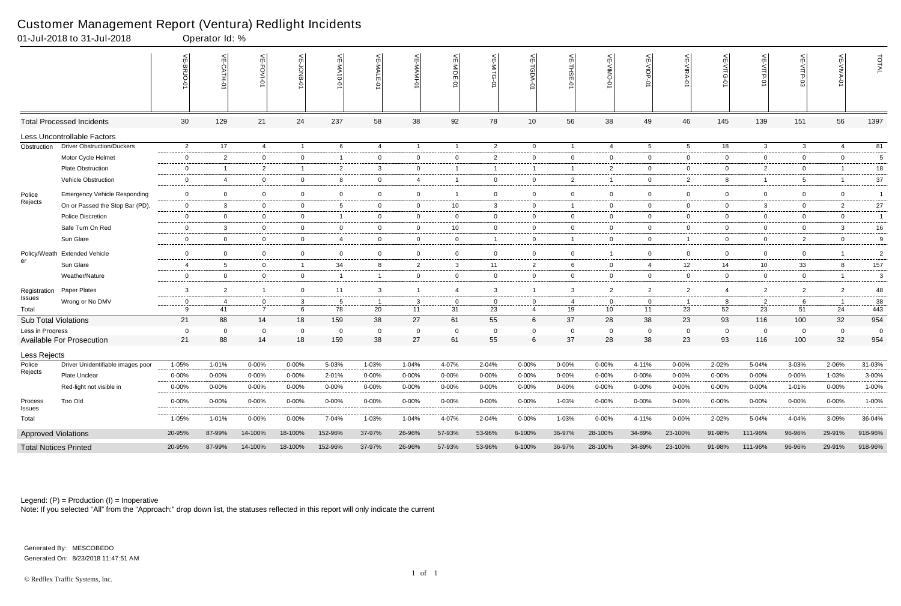# Customer Management Report (Ventura) Redlight Incidents

01-Jul-2018 to 31-Jul-2018 Operator Id: %

| | | VE-BRJO-01 | VE-CATH-01 | VE-FOVI-01 | VE-JONB-01 | VE-MA10-01 | VE-MALE-01 | VE-MAMI-01 | VE-MIDE-01 | VE-MITG-01 | VE-TGDA-01 | VE-THSE-01 | VE-VIMO-01 | VE-VIOP-01 | VE-VIRA-01 | VE-VITG-01 | VE-VITP-01 | VE-VITP-03 | VE-VIVA-01 | TOTAL |
|---|---|---|---|---|---|---|---|---|---|---|---|---|---|---|---|---|---|---|---|---|
| Total Processed Incidents | | 30 | 129 | 21 | 24 | 237 | 58 | 38 | 92 | 78 | 10 | 56 | 38 | 49 | 46 | 145 | 139 | 151 | 56 | 1397 |
| Less Uncontrollable Factors | | | | | | | | | | | | | | | | | | | | |
| Obstruction | Driver Obstruction/Duckers | 2 | 17 | 4 | 1 | 6 | 4 | 1 | 1 | 2 | 0 | 1 | 4 | 5 | 5 | 18 | 3 | 3 | 4 | 81 |
| | Motor Cycle Helmet | 0 | 2 | 0 | 0 | 1 | 0 | 0 | 0 | 2 | 0 | 0 | 0 | 0 | 0 | 0 | 0 | 0 | 0 | 5 |
| | Plate Obstruction | 0 | 1 | 2 | 1 | 2 | 3 | 0 | 1 | 1 | 1 | 1 | 2 | 0 | 0 | 0 | 2 | 0 | 1 | 18 |
| | Vehicle Obstruction | 0 | 4 | 0 | 0 | 8 | 0 | 4 | 1 | 0 | 0 | 2 | 1 | 0 | 2 | 8 | 1 | 5 | 1 | 37 |
| Police Rejects | Emergency Vehicle Responding | 0 | 0 | 0 | 0 | 0 | 0 | 0 | 1 | 0 | 0 | 0 | 0 | 0 | 0 | 0 | 0 | 0 | 0 | 1 |
| | On or Passed the Stop Bar (PD). | 0 | 3 | 0 | 0 | 5 | 0 | 0 | 10 | 3 | 0 | 1 | 0 | 0 | 0 | 0 | 3 | 0 | 2 | 27 |
| | Police Discretion | 0 | 0 | 0 | 0 | 1 | 0 | 0 | 0 | 0 | 0 | 0 | 0 | 0 | 0 | 0 | 0 | 0 | 0 | 1 |
| | Safe Turn On Red | 0 | 3 | 0 | 0 | 0 | 0 | 0 | 10 | 0 | 0 | 0 | 0 | 0 | 0 | 0 | 0 | 0 | 3 | 16 |
| | Sun Glare | 0 | 0 | 0 | 0 | 4 | 0 | 0 | 0 | 1 | 0 | 1 | 0 | 0 | 1 | 0 | 0 | 2 | 0 | 9 |
| Policy/Weather | Extended Vehicle | 0 | 0 | 0 | 0 | 0 | 0 | 0 | 0 | 0 | 0 | 0 | 1 | 0 | 0 | 0 | 0 | 0 | 1 | 2 |
| | Sun Glare | 4 | 5 | 0 | 1 | 34 | 8 | 2 | 3 | 11 | 2 | 6 | 0 | 4 | 12 | 14 | 10 | 33 | 8 | 157 |
| | Weather/Nature | 0 | 0 | 0 | 0 | 1 | 1 | 0 | 0 | 0 | 0 | 0 | 0 | 0 | 0 | 0 | 0 | 0 | 1 | 3 |
| Registration Issues | Paper Plates | 3 | 2 | 1 | 0 | 11 | 3 | 1 | 4 | 3 | 1 | 3 | 2 | 2 | 2 | 4 | 2 | 2 | 2 | 48 |
| | Wrong or No DMV | 0 | 4 | 0 | 3 | 5 | 1 | 3 | 0 | 0 | 0 | 4 | 0 | 0 | 1 | 8 | 2 | 6 | 1 | 38 |
| Total | | 9 | 41 | 7 | 6 | 78 | 20 | 11 | 31 | 23 | 4 | 19 | 10 | 11 | 23 | 52 | 23 | 51 | 24 | 443 |
| Sub Total Violations | | 21 | 88 | 14 | 18 | 159 | 38 | 27 | 61 | 55 | 6 | 37 | 28 | 38 | 23 | 93 | 116 | 100 | 32 | 954 |
| Less in Progress | | 0 | 0 | 0 | 0 | 0 | 0 | 0 | 0 | 0 | 0 | 0 | 0 | 0 | 0 | 0 | 0 | 0 | 0 | 0 |
| Available For Prosecution | | 21 | 88 | 14 | 18 | 159 | 38 | 27 | 61 | 55 | 6 | 37 | 28 | 38 | 23 | 93 | 116 | 100 | 32 | 954 |
| Less Rejects | | | | | | | | | | | | | | | | | | | | |
| Police Rejects | Driver Unidentifiable images poor | 1-05% | 1-01% | 0-00% | 0-00% | 5-03% | 1-03% | 1-04% | 4-07% | 2-04% | 0-00% | 0-00% | 0-00% | 4-11% | 0-00% | 2-02% | 5-04% | 3-03% | 2-06% | 31-03% |
| | Plate Unclear | 0-00% | 0-00% | 0-00% | 0-00% | 2-01% | 0-00% | 0-00% | 0-00% | 0-00% | 0-00% | 0-00% | 0-00% | 0-00% | 0-00% | 0-00% | 0-00% | 0-00% | 1-03% | 3-00% |
| | Red-light not visible in | 0-00% | 0-00% | 0-00% | 0-00% | 0-00% | 0-00% | 0-00% | 0-00% | 0-00% | 0-00% | 0-00% | 0-00% | 0-00% | 0-00% | 0-00% | 0-00% | 1-01% | 0-00% | 1-00% |
| Process Issues | Too Old | 0-00% | 0-00% | 0-00% | 0-00% | 0-00% | 0-00% | 0-00% | 0-00% | 0-00% | 0-00% | 1-03% | 0-00% | 0-00% | 0-00% | 0-00% | 0-00% | 0-00% | 0-00% | 1-00% |
| Total | | 1-05% | 1-01% | 0-00% | 0-00% | 7-04% | 1-03% | 1-04% | 4-07% | 2-04% | 0-00% | 1-03% | 0-00% | 4-11% | 0-00% | 2-02% | 5-04% | 4-04% | 3-09% | 36-04% |
| Approved Violations | | 20-95% | 87-99% | 14-100% | 18-100% | 152-96% | 37-97% | 26-96% | 57-93% | 53-96% | 6-100% | 36-97% | 28-100% | 34-89% | 23-100% | 91-98% | 111-96% | 96-96% | 29-91% | 918-96% |
| Total Notices Printed | | 20-95% | 87-99% | 14-100% | 18-100% | 152-96% | 37-97% | 26-96% | 57-93% | 53-96% | 6-100% | 36-97% | 28-100% | 34-89% | 23-100% | 91-98% | 111-96% | 96-96% | 29-91% | 918-96% |

Legend: (P) = Production (I) = Inoperative

Note: If you selected "All" from the "Approach:" drop down list, the statuses reflected in this report will only indicate the current

Generated By: MESCOBEDO

Generated On: 8/23/2018 11:47:51 AM

© Redflex Traffic Systems, Inc.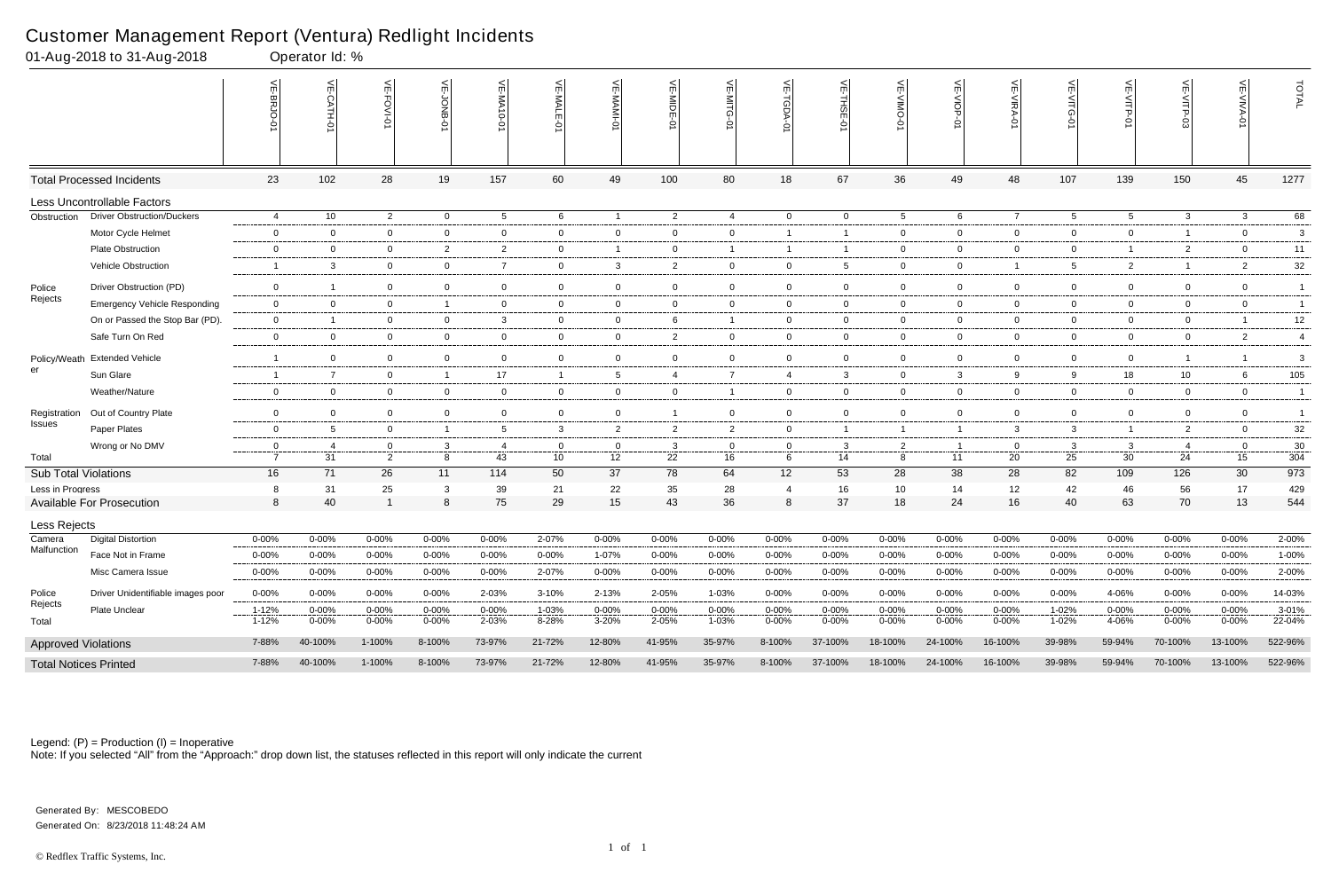# Customer Management Report (Ventura) Redlight Incidents

01-Aug-2018 to 31-Aug-2018 Operator Id: %

| | | VE-BRJO-01 | VE-CATH-01 | VE-FOVI-01 | VE-JONB-01 | VE-MA10-01 | VE-MALE-01 | VE-MAMI-01 | VE-MIDE-01 | VE-MITG-01 | VE-TGDA-01 | VE-THSE-01 | VE-VIMO-01 | VE-VIOP-01 | VE-VIRA-01 | VE-VITG-01 | VE-VITP-01 | VE-VITP-03 | VE-VIVA-01 | TOTAL |
|---|---|---|---|---|---|---|---|---|---|---|---|---|---|---|---|---|---|---|---|---|
| Total Processed Incidents | | 23 | 102 | 28 | 19 | 157 | 60 | 49 | 100 | 80 | 18 | 67 | 36 | 49 | 48 | 107 | 139 | 150 | 45 | 1277 |
| Less Uncontrollable Factors | | | | | | | | | | | | | | | | | | | | |
| Obstruction | Driver Obstruction/Duckers | 4 | 10 | 2 | 0 | 5 | 6 | 1 | 2 | 4 | 0 | 0 | 5 | 6 | 7 | 5 | 5 | 3 | 3 | 68 |
| | Motor Cycle Helmet | 0 | 0 | 0 | 0 | 0 | 0 | 0 | 0 | 0 | 1 | 1 | 0 | 0 | 0 | 0 | 0 | 1 | 0 | 3 |
| | Plate Obstruction | 0 | 0 | 0 | 2 | 2 | 0 | 1 | 0 | 1 | 1 | 1 | 0 | 0 | 0 | 0 | 1 | 2 | 0 | 11 |
| | Vehicle Obstruction | 1 | 3 | 0 | 0 | 7 | 0 | 3 | 2 | 0 | 0 | 5 | 0 | 0 | 1 | 5 | 2 | 1 | 2 | 32 |
| Police Rejects | Driver Obstruction (PD) | 0 | 1 | 0 | 0 | 0 | 0 | 0 | 0 | 0 | 0 | 0 | 0 | 0 | 0 | 0 | 0 | 0 | 0 | 1 |
| | Emergency Vehicle Responding | 0 | 0 | 0 | 1 | 0 | 0 | 0 | 0 | 0 | 0 | 0 | 0 | 0 | 0 | 0 | 0 | 0 | 0 | 1 |
| | On or Passed the Stop Bar (PD). | 0 | 1 | 0 | 0 | 3 | 0 | 0 | 6 | 1 | 0 | 0 | 0 | 0 | 0 | 0 | 0 | 0 | 1 | 12 |
| | Safe Turn On Red | 0 | 0 | 0 | 0 | 0 | 0 | 0 | 2 | 0 | 0 | 0 | 0 | 0 | 0 | 0 | 0 | 0 | 2 | 4 |
| Policy/Weather | Extended Vehicle | 1 | 0 | 0 | 0 | 0 | 0 | 0 | 0 | 0 | 0 | 0 | 0 | 0 | 0 | 0 | 0 | 1 | 1 | 3 |
| | Sun Glare | 1 | 7 | 0 | 1 | 17 | 1 | 5 | 4 | 7 | 4 | 3 | 0 | 3 | 9 | 9 | 18 | 10 | 6 | 105 |
| | Weather/Nature | 0 | 0 | 0 | 0 | 0 | 0 | 0 | 0 | 1 | 0 | 0 | 0 | 0 | 0 | 0 | 0 | 0 | 0 | 1 |
| Registration Issues | Out of Country Plate | 0 | 0 | 0 | 0 | 0 | 0 | 0 | 1 | 0 | 0 | 0 | 0 | 0 | 0 | 0 | 0 | 0 | 0 | 1 |
| | Paper Plates | 0 | 5 | 0 | 1 | 5 | 3 | 2 | 2 | 2 | 0 | 1 | 1 | 1 | 3 | 3 | 1 | 2 | 0 | 32 |
| | Wrong or No DMV | 0 | 4 | 0 | 3 | 4 | 0 | 0 | 3 | 0 | 0 | 3 | 2 | 1 | 0 | 3 | 3 | 4 | 0 | 30 |
| Total | | 7 | 31 | 2 | 8 | 43 | 10 | 12 | 22 | 16 | 6 | 14 | 8 | 11 | 20 | 25 | 30 | 24 | 15 | 304 |
| Sub Total Violations | | 16 | 71 | 26 | 11 | 114 | 50 | 37 | 78 | 64 | 12 | 53 | 28 | 38 | 28 | 82 | 109 | 126 | 30 | 973 |
| Less in Progress | | 8 | 31 | 25 | 3 | 39 | 21 | 22 | 35 | 28 | 4 | 16 | 10 | 14 | 12 | 42 | 46 | 56 | 17 | 429 |
| Available For Prosecution | | 8 | 40 | 1 | 8 | 75 | 29 | 15 | 43 | 36 | 8 | 37 | 18 | 24 | 16 | 40 | 63 | 70 | 13 | 544 |
| Less Rejects | | | | | | | | | | | | | | | | | | | | |
| Camera Malfunction | Digital Distortion | 0-00% | 0-00% | 0-00% | 0-00% | 0-00% | 2-07% | 0-00% | 0-00% | 0-00% | 0-00% | 0-00% | 0-00% | 0-00% | 0-00% | 0-00% | 0-00% | 0-00% | 0-00% | 2-00% |
| | Face Not in Frame | 0-00% | 0-00% | 0-00% | 0-00% | 0-00% | 0-00% | 1-07% | 0-00% | 0-00% | 0-00% | 0-00% | 0-00% | 0-00% | 0-00% | 0-00% | 0-00% | 0-00% | 0-00% | 1-00% |
| | Misc Camera Issue | 0-00% | 0-00% | 0-00% | 0-00% | 0-00% | 2-07% | 0-00% | 0-00% | 0-00% | 0-00% | 0-00% | 0-00% | 0-00% | 0-00% | 0-00% | 0-00% | 0-00% | 0-00% | 2-00% |
| Police Rejects | Driver Unidentifiable images poor | 0-00% | 0-00% | 0-00% | 0-00% | 2-03% | 3-10% | 2-13% | 2-05% | 1-03% | 0-00% | 0-00% | 0-00% | 0-00% | 0-00% | 0-00% | 4-06% | 0-00% | 0-00% | 14-03% |
| | Plate Unclear | 1-12% | 0-00% | 0-00% | 0-00% | 0-00% | 1-03% | 0-00% | 0-00% | 0-00% | 0-00% | 0-00% | 0-00% | 0-00% | 0-00% | 1-02% | 0-00% | 0-00% | 0-00% | 3-01% |
| Total | | 1-12% | 0-00% | 0-00% | 0-00% | 2-03% | 8-28% | 3-20% | 2-05% | 1-03% | 0-00% | 0-00% | 0-00% | 0-00% | 0-00% | 1-02% | 4-06% | 0-00% | 0-00% | 22-04% |
| Approved Violations | | 7-88% | 40-100% | 1-100% | 8-100% | 73-97% | 21-72% | 12-80% | 41-95% | 35-97% | 8-100% | 37-100% | 18-100% | 24-100% | 16-100% | 39-98% | 59-94% | 70-100% | 13-100% | 522-96% |
| Total Notices Printed | | 7-88% | 40-100% | 1-100% | 8-100% | 73-97% | 21-72% | 12-80% | 41-95% | 35-97% | 8-100% | 37-100% | 18-100% | 24-100% | 16-100% | 39-98% | 59-94% | 70-100% | 13-100% | 522-96% |

Legend: (P) = Production (I) = Inoperative

Note: If you selected "All" from the "Approach:" drop down list, the statuses reflected in this report will only indicate the current

Generated By: MESCOBEDO

Generated On: 8/23/2018 11:48:24 AM

© Redflex Traffic Systems, Inc.